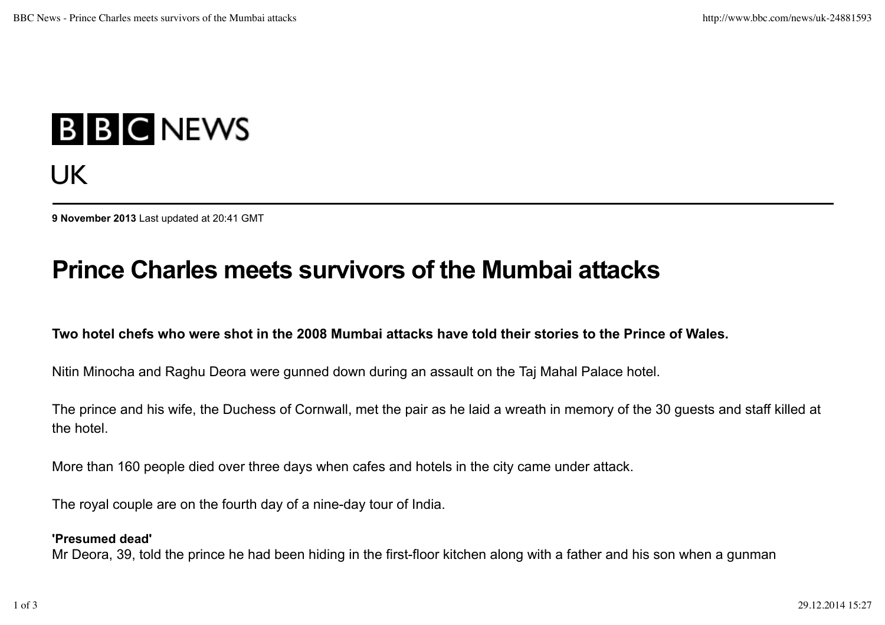BBC NEWS

UK

**9 November 2013** Last updated at 20:41 GMT

# Prince Charles meets survivors of the Mumbai attacks

**Two hotel chefs who were shot in the 2008 Mumbai attacks have told their stories to the Prince of Wales.**

Nitin Minocha and Raghu Deora were gunned down during an assault on the Taj Mahal Palace hotel.

The prince and his wife, the Duchess of Cornwall, met the pair as he laid a wreath in memory of the 30 guests and staff killed at the hotel.

More than 160 people died over three days when cafes and hotels in the city came under attack.

The royal couple are on the fourth day of a nine-day tour of India.

**'Presumed dead'**

Mr Deora, 39, told the prince he had been hiding in the first-floor kitchen along with a father and his son when a gunman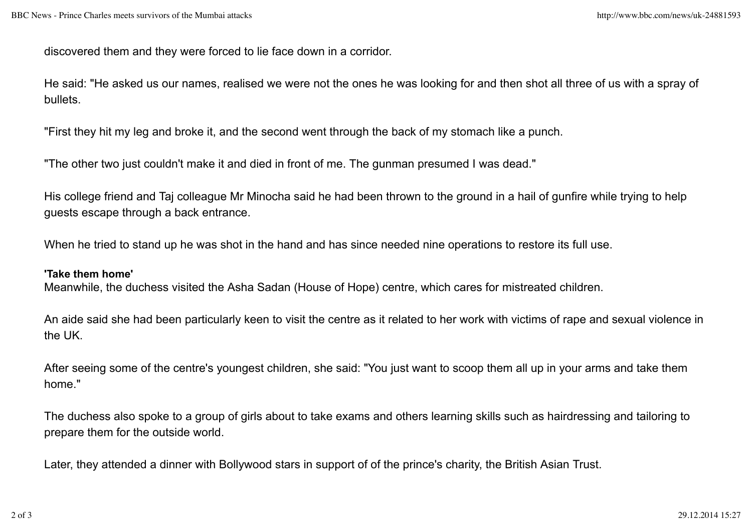discovered them and they were forced to lie face down in a corridor.

He said: "He asked us our names, realised we were not the ones he was looking for and then shot all three of us with a spray of bullets.

"First they hit my leg and broke it, and the second went through the back of my stomach like a punch.

"The other two just couldn't make it and died in front of me. The gunman presumed I was dead."

His college friend and Taj colleague Mr Minocha said he had been thrown to the ground in a hail of gunfire while trying to help guests escape through a back entrance.

When he tried to stand up he was shot in the hand and has since needed nine operations to restore its full use.

**'Take them home'**

Meanwhile, the duchess visited the Asha Sadan (House of Hope) centre, which cares for mistreated children.

An aide said she had been particularly keen to visit the centre as it related to her work with victims of rape and sexual violence in the UK.

After seeing some of the centre's youngest children, she said: "You just want to scoop them all up in your arms and take them home."

The duchess also spoke to a group of girls about to take exams and others learning skills such as hairdressing and tailoring to prepare them for the outside world.

Later, they attended a dinner with Bollywood stars in support of of the prince's charity, the British Asian Trust.